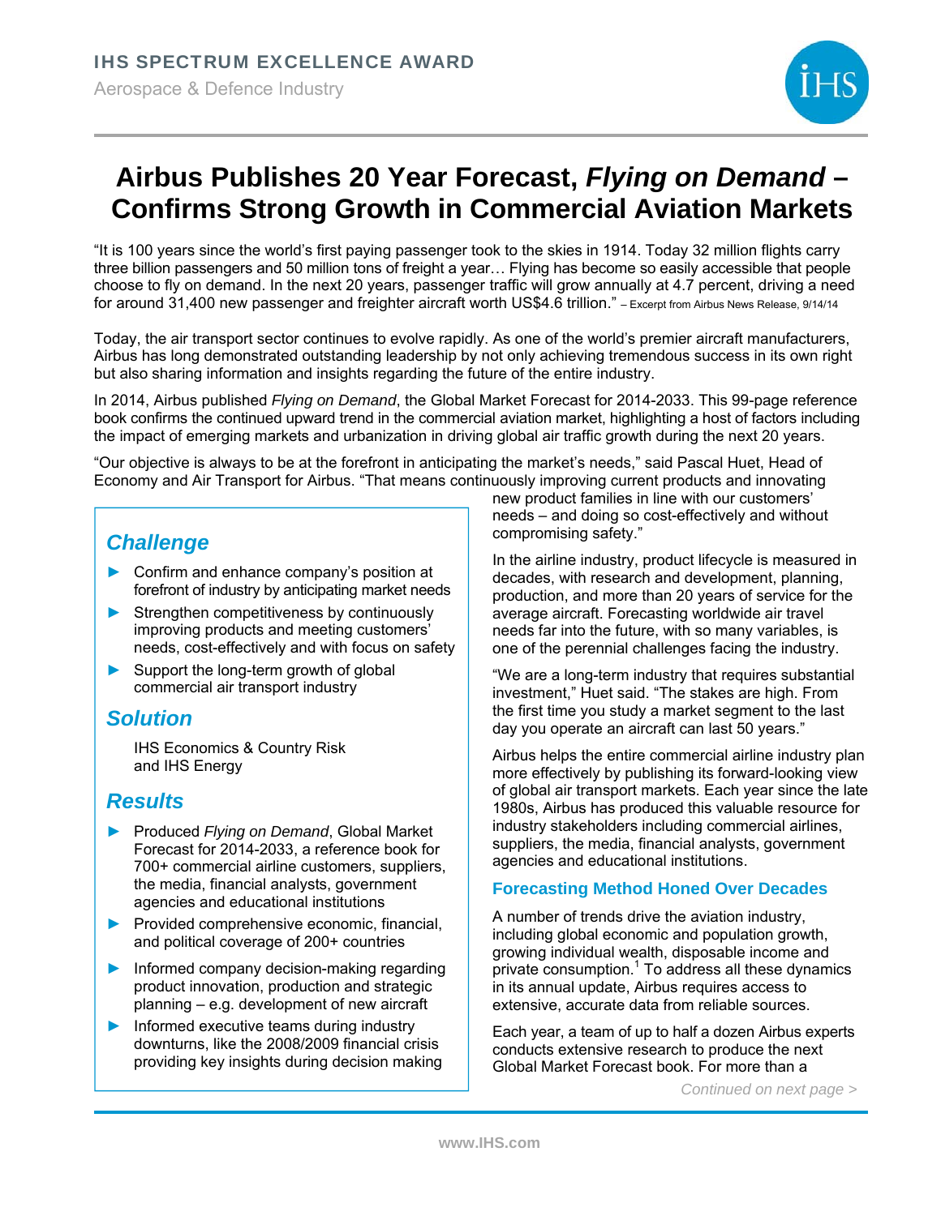IHS SPECTRUM EXCELLENCE AWARD

Aerospace & Defence Industry

# Airbus Publishes 20 Year Forecast, *Flying on Demand* – Confirms Strong Growth in Commercial Aviation Markets

"It is 100 years since the world's first paying passenger took to the skies in 1914. Today 32 million flights carry three billion passengers and 50 million tons of freight a year… Flying has become so easily accessible that people choose to fly on demand. In the next 20 years, passenger traffic will grow annually at 4.7 percent, driving a need for around 31,400 new passenger and freighter aircraft worth US$4.6 trillion." – Excerpt from Airbus News Release, 9/14/14

Today, the air transport sector continues to evolve rapidly. As one of the world's premier aircraft manufacturers, Airbus has long demonstrated outstanding leadership by not only achieving tremendous success in its own right but also sharing information and insights regarding the future of the entire industry.

In 2014, Airbus published *Flying on Demand*, the Global Market Forecast for 2014-2033. This 99-page reference book confirms the continued upward trend in the commercial aviation market, highlighting a host of factors including the impact of emerging markets and urbanization in driving global air traffic growth during the next 20 years.

"Our objective is always to be at the forefront in anticipating the market's needs," said Pascal Huet, Head of Economy and Air Transport for Airbus. "That means continuously improving current products and innovating new product families in line with our customers' needs – and doing so cost-effectively and without compromising safety."

In the airline industry, product lifecycle is measured in decades, with research and development, planning, production, and more than 20 years of service for the average aircraft. Forecasting worldwide air travel needs far into the future, with so many variables, is one of the perennial challenges facing the industry.

"We are a long-term industry that requires substantial investment," Huet said. "The stakes are high. From the first time you study a market segment to the last day you operate an aircraft can last 50 years."

Airbus helps the entire commercial airline industry plan more effectively by publishing its forward-looking view of global air transport markets. Each year since the late 1980s, Airbus has produced this valuable resource for industry stakeholders including commercial airlines, suppliers, the media, financial analysts, government agencies and educational institutions.

## Challenge

- Confirm and enhance company's position at forefront of industry by anticipating market needs
- Strengthen competitiveness by continuously improving products and meeting customers' needs, cost-effectively and with focus on safety
- Support the long-term growth of global commercial air transport industry

## Solution

IHS Economics & Country Risk and IHS Energy

## Results

- Produced *Flying on Demand*, Global Market Forecast for 2014-2033, a reference book for 700+ commercial airline customers, suppliers, the media, financial analysts, government agencies and educational institutions
- Provided comprehensive economic, financial, and political coverage of 200+ countries
- Informed company decision-making regarding product innovation, production and strategic planning – e.g. development of new aircraft
- Informed executive teams during industry downturns, like the 2008/2009 financial crisis providing key insights during decision making

### Forecasting Method Honed Over Decades

A number of trends drive the aviation industry, including global economic and population growth, growing individual wealth, disposable income and private consumption.[1] To address all these dynamics in its annual update, Airbus requires access to extensive, accurate data from reliable sources.

Each year, a team of up to half a dozen Airbus experts conducts extensive research to produce the next Global Market Forecast book. For more than a

*Continued on next page >*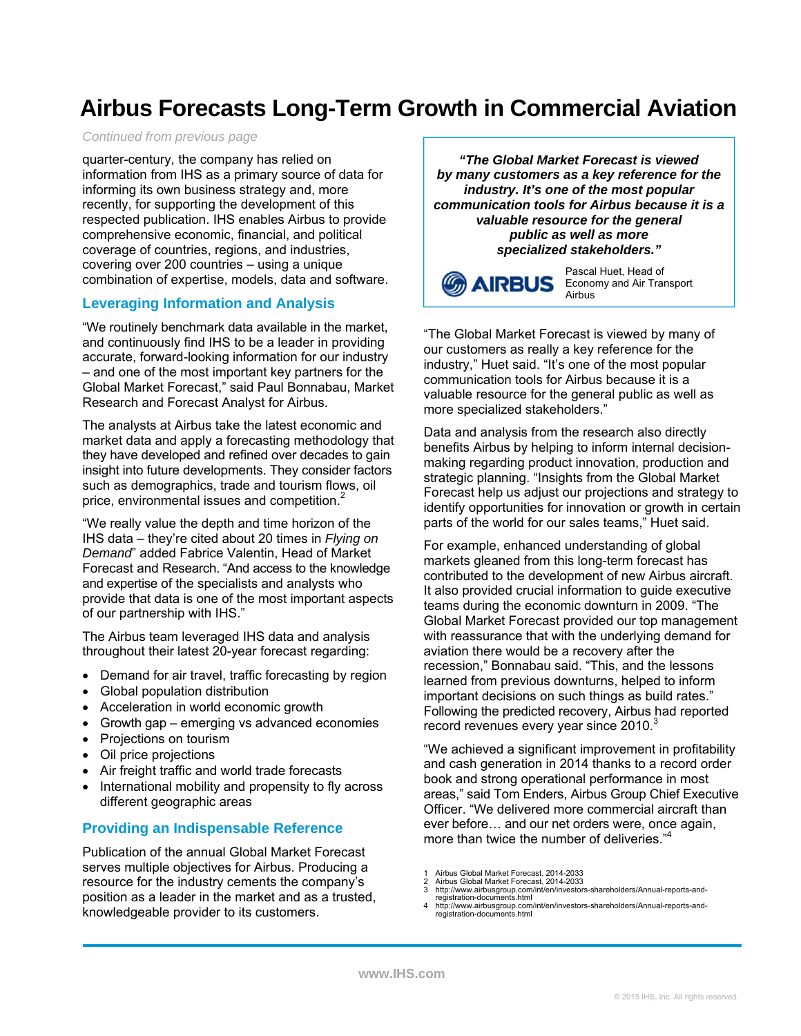# Airbus Forecasts Long-Term Growth in Commercial Aviation

*Continued from previous page*

quarter-century, the company has relied on information from IHS as a primary source of data for informing its own business strategy and, more recently, for supporting the development of this respected publication. IHS enables Airbus to provide comprehensive economic, financial, and political coverage of countries, regions, and industries, covering over 200 countries – using a unique combination of expertise, models, data and software.

## Leveraging Information and Analysis

"We routinely benchmark data available in the market, and continuously find IHS to be a leader in providing accurate, forward-looking information for our industry – and one of the most important key partners for the Global Market Forecast," said Paul Bonnabau, Market Research and Forecast Analyst for Airbus.

The analysts at Airbus take the latest economic and market data and apply a forecasting methodology that they have developed and refined over decades to gain insight into future developments. They consider factors such as demographics, trade and tourism flows, oil price, environmental issues and competition.[2]

"We really value the depth and time horizon of the IHS data – they're cited about 20 times in *Flying on Demand*" added Fabrice Valentin, Head of Market Forecast and Research. "And access to the knowledge and expertise of the specialists and analysts who provide that data is one of the most important aspects of our partnership with IHS."

The Airbus team leveraged IHS data and analysis throughout their latest 20-year forecast regarding:

- Demand for air travel, traffic forecasting by region
- Global population distribution
- Acceleration in world economic growth
- Growth gap – emerging vs advanced economies
- Projections on tourism
- Oil price projections
- Air freight traffic and world trade forecasts
- International mobility and propensity to fly across different geographic areas

## Providing an Indispensable Reference

Publication of the annual Global Market Forecast serves multiple objectives for Airbus. Producing a resource for the industry cements the company's position as a leader in the market and as a trusted, knowledgeable provider to its customers.

> ***"The Global Market Forecast is viewed by many customers as a key reference for the industry. It's one of the most popular communication tools for Airbus because it is a valuable resource for the general public as well as more specialized stakeholders."***
>
> AIRBUS — Pascal Huet, Head of Economy and Air Transport, Airbus

"The Global Market Forecast is viewed by many of our customers as really a key reference for the industry," Huet said. "It's one of the most popular communication tools for Airbus because it is a valuable resource for the general public as well as more specialized stakeholders."

Data and analysis from the research also directly benefits Airbus by helping to inform internal decision-making regarding product innovation, production and strategic planning. "Insights from the Global Market Forecast help us adjust our projections and strategy to identify opportunities for innovation or growth in certain parts of the world for our sales teams," Huet said.

For example, enhanced understanding of global markets gleaned from this long-term forecast has contributed to the development of new Airbus aircraft. It also provided crucial information to guide executive teams during the economic downturn in 2009. "The Global Market Forecast provided our top management with reassurance that with the underlying demand for aviation there would be a recovery after the recession," Bonnabau said. "This, and the lessons learned from previous downturns, helped to inform important decisions on such things as build rates." Following the predicted recovery, Airbus had reported record revenues every year since 2010.[3]

"We achieved a significant improvement in profitability and cash generation in 2014 thanks to a record order book and strong operational performance in most areas," said Tom Enders, Airbus Group Chief Executive Officer. "We delivered more commercial aircraft than ever before… and our net orders were, once again, more than twice the number of deliveries."[4]

1 Airbus Global Market Forecast, 2014-2033
2 Airbus Global Market Forecast, 2014-2033
3 http://www.airbusgroup.com/int/en/investors-shareholders/Annual-reports-and-registration-documents.html
4 http://www.airbusgroup.com/int/en/investors-shareholders/Annual-reports-and-registration-documents.html

www.IHS.com

© 2015 IHS, Inc. All rights reserved.